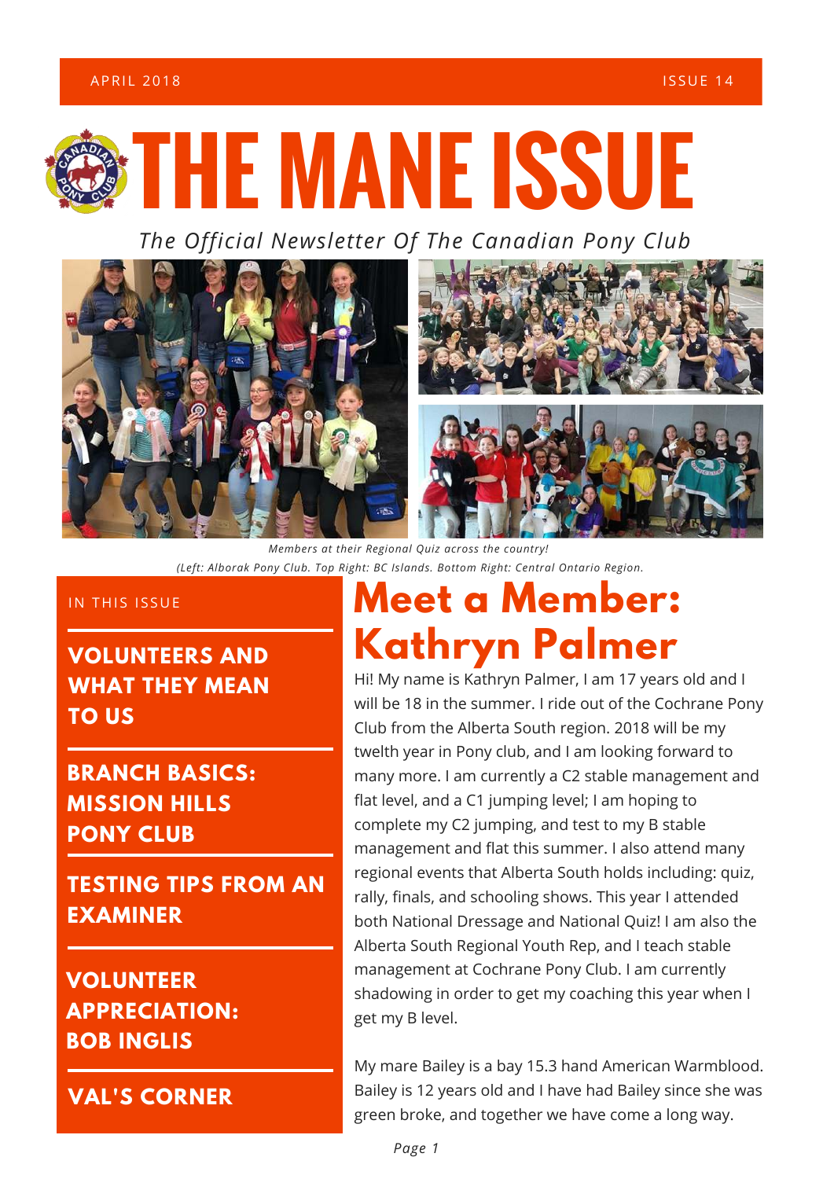APRIL 2018 ISSUE 14

# THE MANE ISSUE

*The Official Newsletter Of The Canadian Pony Club*

*Members at their Regional Quiz across the country!*
*(Left: Alborak Pony Club. Top Right: BC Islands. Bottom Right: Central Ontario Region.*

IN THIS ISSUE

**VOLUNTEERS AND WHAT THEY MEAN TO US**

**BRANCH BASICS: MISSION HILLS PONY CLUB**

**TESTING TIPS FROM AN EXAMINER**

**VOLUNTEER APPRECIATION: BOB INGLIS**

**VAL'S CORNER**

## Meet a Member: Kathryn Palmer

Hi! My name is Kathryn Palmer, I am 17 years old and I will be 18 in the summer. I ride out of the Cochrane Pony Club from the Alberta South region. 2018 will be my twelth year in Pony club, and I am looking forward to many more. I am currently a C2 stable management and flat level, and a C1 jumping level; I am hoping to complete my C2 jumping, and test to my B stable management and flat this summer. I also attend many regional events that Alberta South holds including: quiz, rally, finals, and schooling shows. This year I attended both National Dressage and National Quiz! I am also the Alberta South Regional Youth Rep, and I teach stable management at Cochrane Pony Club. I am currently shadowing in order to get my coaching this year when I get my B level.

My mare Bailey is a bay 15.3 hand American Warmblood. Bailey is 12 years old and I have had Bailey since she was green broke, and together we have come a long way.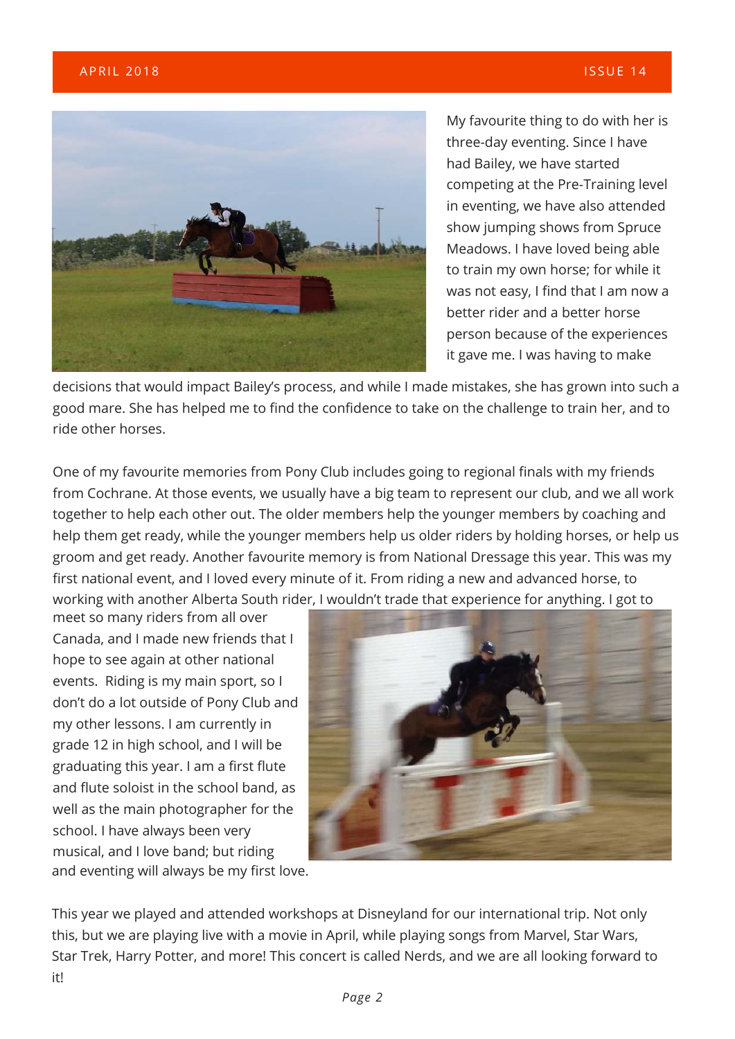My favourite thing to do with her is three-day eventing. Since I have had Bailey, we have started competing at the Pre-Training level in eventing, we have also attended show jumping shows from Spruce Meadows. I have loved being able to train my own horse; for while it was not easy, I find that I am now a better rider and a better horse person because of the experiences it gave me. I was having to make decisions that would impact Bailey's process, and while I made mistakes, she has grown into such a good mare. She has helped me to find the confidence to take on the challenge to train her, and to ride other horses.

One of my favourite memories from Pony Club includes going to regional finals with my friends from Cochrane. At those events, we usually have a big team to represent our club, and we all work together to help each other out. The older members help the younger members by coaching and help them get ready, while the younger members help us older riders by holding horses, or help us groom and get ready. Another favourite memory is from National Dressage this year. This was my first national event, and I loved every minute of it. From riding a new and advanced horse, to working with another Alberta South rider, I wouldn't trade that experience for anything. I got to meet so many riders from all over Canada, and I made new friends that I hope to see again at other national events. Riding is my main sport, so I don't do a lot outside of Pony Club and my other lessons. I am currently in grade 12 in high school, and I will be graduating this year. I am a first flute and flute soloist in the school band, as well as the main photographer for the school. I have always been very musical, and I love band; but riding and eventing will always be my first love.

This year we played and attended workshops at Disneyland for our international trip. Not only this, but we are playing live with a movie in April, while playing songs from Marvel, Star Wars, Star Trek, Harry Potter, and more! This concert is called Nerds, and we are all looking forward to it!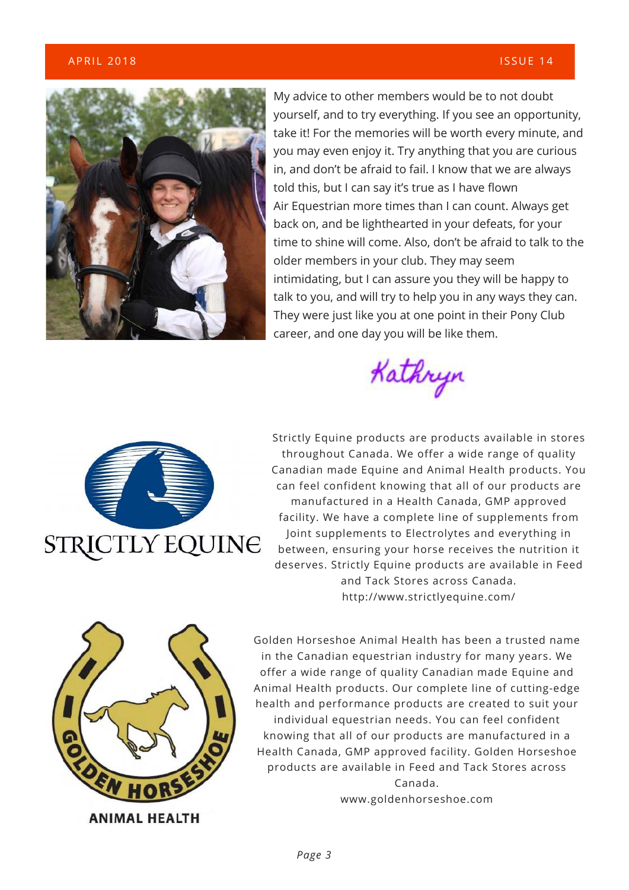My advice to other members would be to not doubt yourself, and to try everything. If you see an opportunity, take it! For the memories will be worth every minute, and you may even enjoy it. Try anything that you are curious in, and don't be afraid to fail. I know that we are always told this, but I can say it's true as I have flown Air Equestrian more times than I can count. Always get back on, and be lighthearted in your defeats, for your time to shine will come. Also, don't be afraid to talk to the older members in your club. They may seem intimidating, but I can assure you they will be happy to talk to you, and will try to help you in any ways they can. They were just like you at one point in their Pony Club career, and one day you will be like them.

*Kathryn*

STRICTLY EQUINE

Strictly Equine products are products available in stores throughout Canada. We offer a wide range of quality Canadian made Equine and Animal Health products. You can feel confident knowing that all of our products are manufactured in a Health Canada, GMP approved facility. We have a complete line of supplements from Joint supplements to Electrolytes and everything in between, ensuring your horse receives the nutrition it deserves. Strictly Equine products are available in Feed and Tack Stores across Canada. http://www.strictlyequine.com/

GOLDEN HORSESHOE ANIMAL HEALTH

Golden Horseshoe Animal Health has been a trusted name in the Canadian equestrian industry for many years. We offer a wide range of quality Canadian made Equine and Animal Health products. Our complete line of cutting-edge health and performance products are created to suit your individual equestrian needs. You can feel confident knowing that all of our products are manufactured in a Health Canada, GMP approved facility. Golden Horseshoe products are available in Feed and Tack Stores across Canada. www.goldenhorseshoe.com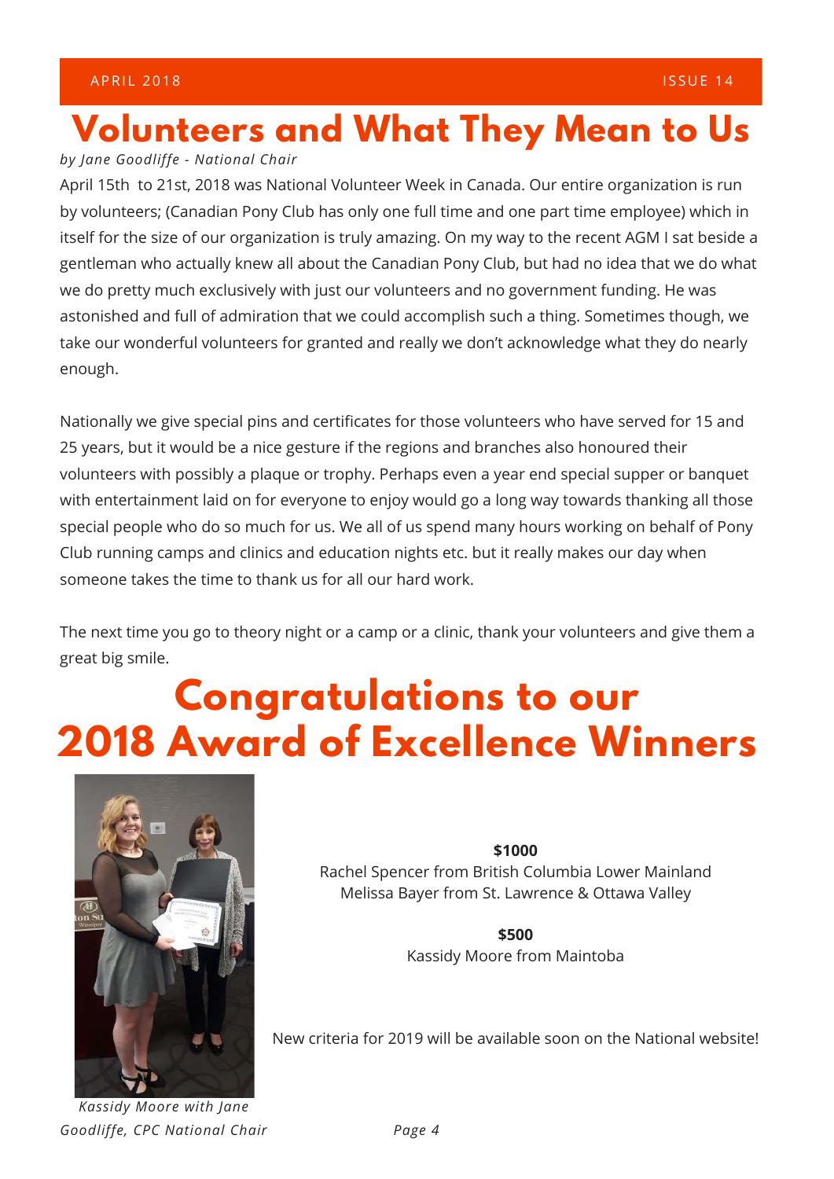# Volunteers and What They Mean to Us

*by Jane Goodliffe - National Chair*

April 15th to 21st, 2018 was National Volunteer Week in Canada. Our entire organization is run by volunteers; (Canadian Pony Club has only one full time and one part time employee) which in itself for the size of our organization is truly amazing. On my way to the recent AGM I sat beside a gentleman who actually knew all about the Canadian Pony Club, but had no idea that we do what we do pretty much exclusively with just our volunteers and no government funding. He was astonished and full of admiration that we could accomplish such a thing. Sometimes though, we take our wonderful volunteers for granted and really we don't acknowledge what they do nearly enough.

Nationally we give special pins and certificates for those volunteers who have served for 15 and 25 years, but it would be a nice gesture if the regions and branches also honoured their volunteers with possibly a plaque or trophy. Perhaps even a year end special supper or banquet with entertainment laid on for everyone to enjoy would go a long way towards thanking all those special people who do so much for us. We all of us spend many hours working on behalf of Pony Club running camps and clinics and education nights etc. but it really makes our day when someone takes the time to thank us for all our hard work.

The next time you go to theory night or a camp or a clinic, thank your volunteers and give them a great big smile.

# Congratulations to our 2018 Award of Excellence Winners

**$1000**
Rachel Spencer from British Columbia Lower Mainland
Melissa Bayer from St. Lawrence & Ottawa Valley

**$500**
Kassidy Moore from Maintoba

New criteria for 2019 will be available soon on the National website!

*Kassidy Moore with Jane Goodliffe, CPC National Chair*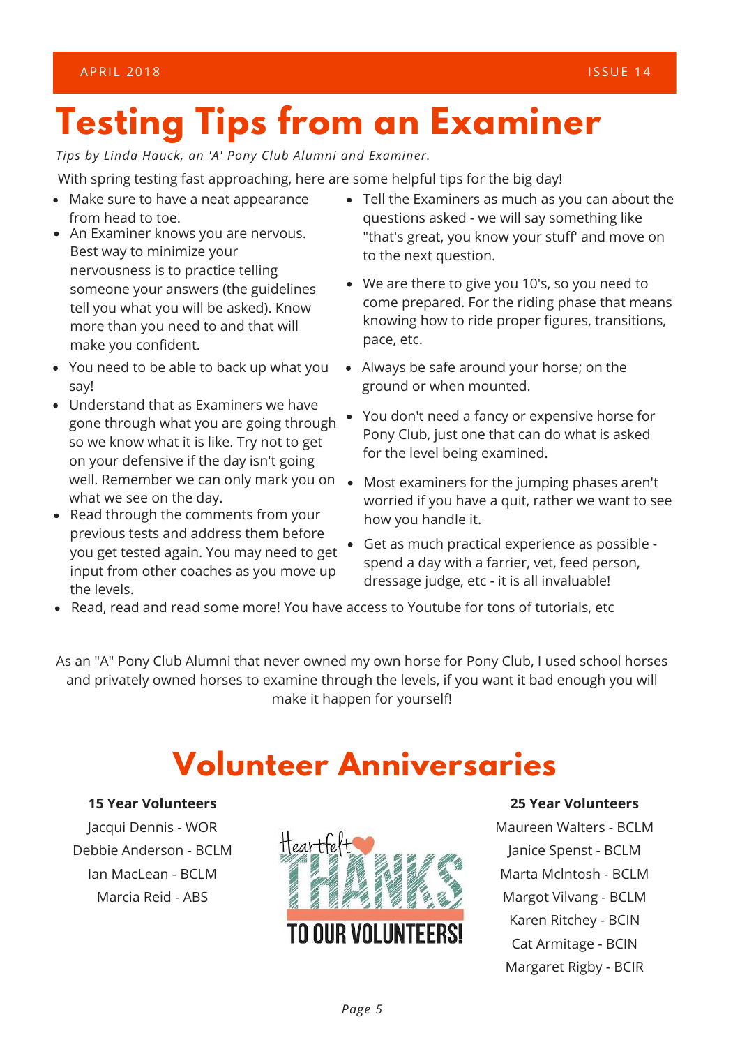# Testing Tips from an Examiner

*Tips by Linda Hauck, an 'A' Pony Club Alumni and Examiner.*

With spring testing fast approaching, here are some helpful tips for the big day!

- Make sure to have a neat appearance from head to toe.
- An Examiner knows you are nervous. Best way to minimize your nervousness is to practice telling someone your answers (the guidelines tell you what you will be asked). Know more than you need to and that will make you confident.
- You need to be able to back up what you say!
- Understand that as Examiners we have gone through what you are going through so we know what it is like. Try not to get on your defensive if the day isn't going well. Remember we can only mark you on what we see on the day.
- Read through the comments from your previous tests and address them before you get tested again. You may need to get input from other coaches as you move up the levels.
- Tell the Examiners as much as you can about the questions asked - we will say something like "that's great, you know your stuff' and move on to the next question.
- We are there to give you 10's, so you need to come prepared. For the riding phase that means knowing how to ride proper figures, transitions, pace, etc.
- Always be safe around your horse; on the ground or when mounted.
- You don't need a fancy or expensive horse for Pony Club, just one that can do what is asked for the level being examined.
- Most examiners for the jumping phases aren't worried if you have a quit, rather we want to see how you handle it.
- Get as much practical experience as possible - spend a day with a farrier, vet, feed person, dressage judge, etc - it is all invaluable!
- Read, read and read some more! You have access to Youtube for tons of tutorials, etc

As an "A" Pony Club Alumni that never owned my own horse for Pony Club, I used school horses and privately owned horses to examine through the levels, if you want it bad enough you will make it happen for yourself!

# Volunteer Anniversaries

**15 Year Volunteers**

Jacqui Dennis - WOR
Debbie Anderson - BCLM
Ian MacLean - BCLM
Marcia Reid - ABS

Heartfelt THANKS TO OUR VOLUNTEERS!

**25 Year Volunteers**

Maureen Walters - BCLM
Janice Spenst - BCLM
Marta McIntosh - BCLM
Margot Vilvang - BCLM
Karen Ritchey - BCIN
Cat Armitage - BCIN
Margaret Rigby - BCIR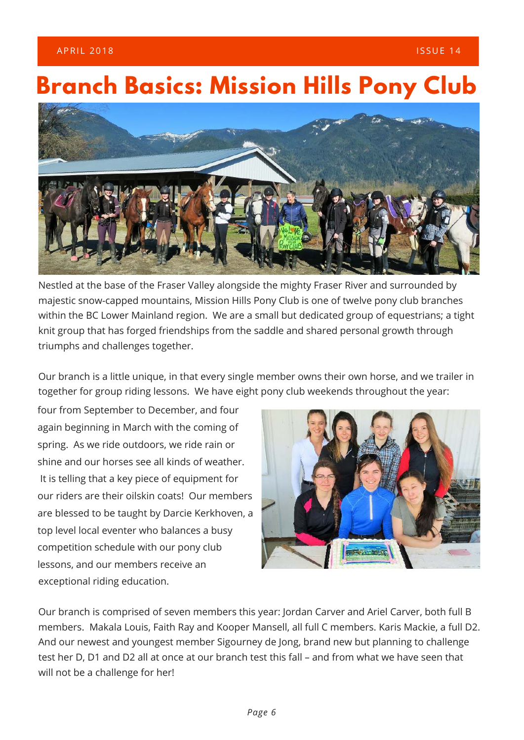# Branch Basics: Mission Hills Pony Club

Nestled at the base of the Fraser Valley alongside the mighty Fraser River and surrounded by majestic snow-capped mountains, Mission Hills Pony Club is one of twelve pony club branches within the BC Lower Mainland region.  We are a small but dedicated group of equestrians; a tight knit group that has forged friendships from the saddle and shared personal growth through triumphs and challenges together.

Our branch is a little unique, in that every single member owns their own horse, and we trailer in together for group riding lessons.  We have eight pony club weekends throughout the year: four from September to December, and four again beginning in March with the coming of spring.  As we ride outdoors, we ride rain or shine and our horses see all kinds of weather.  It is telling that a key piece of equipment for our riders are their oilskin coats!  Our members are blessed to be taught by Darcie Kerkhoven, a top level local eventer who balances a busy competition schedule with our pony club lessons, and our members receive an exceptional riding education.

Our branch is comprised of seven members this year: Jordan Carver and Ariel Carver, both full B members.  Makala Louis, Faith Ray and Kooper Mansell, all full C members. Karis Mackie, a full D2.  And our newest and youngest member Sigourney de Jong, brand new but planning to challenge test her D, D1 and D2 all at once at our branch test this fall – and from what we have seen that will not be a challenge for her!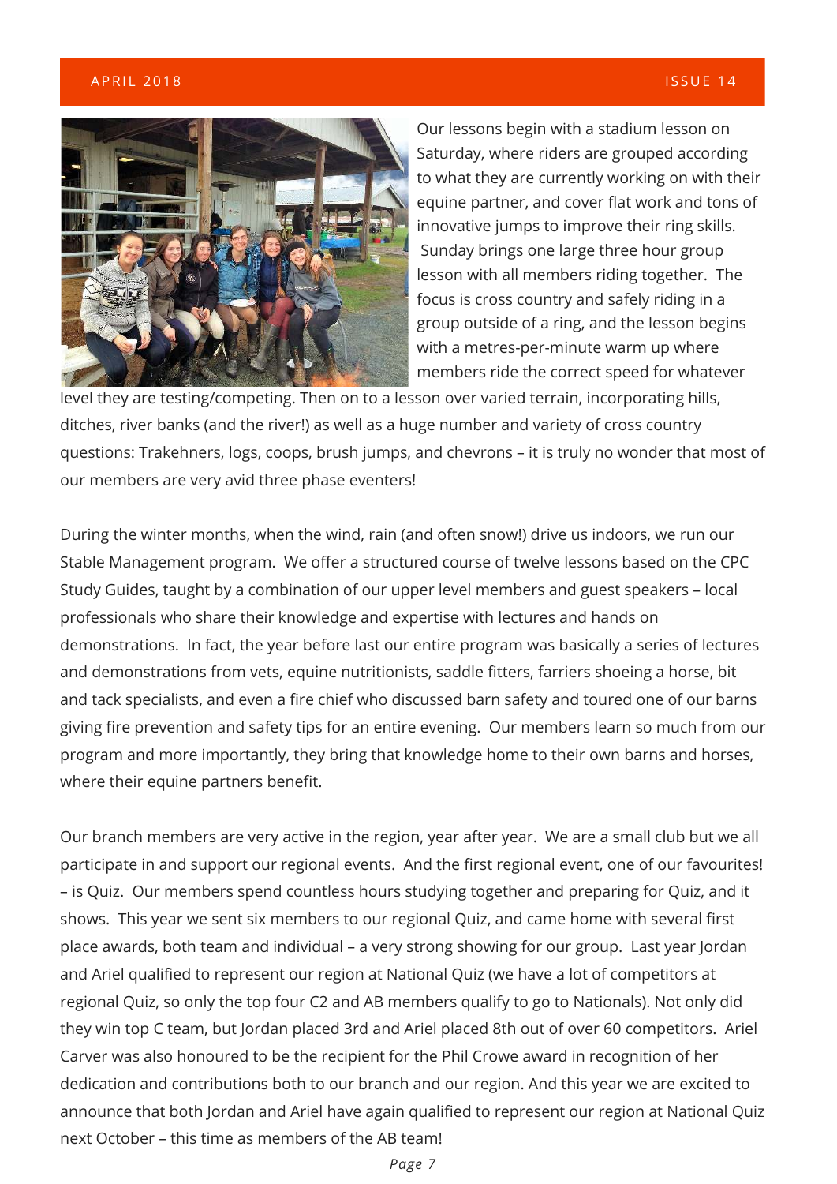Our lessons begin with a stadium lesson on Saturday, where riders are grouped according to what they are currently working on with their equine partner, and cover flat work and tons of innovative jumps to improve their ring skills. Sunday brings one large three hour group lesson with all members riding together. The focus is cross country and safely riding in a group outside of a ring, and the lesson begins with a metres-per-minute warm up where members ride the correct speed for whatever level they are testing/competing. Then on to a lesson over varied terrain, incorporating hills, ditches, river banks (and the river!) as well as a huge number and variety of cross country questions: Trakehners, logs, coops, brush jumps, and chevrons – it is truly no wonder that most of our members are very avid three phase eventers!

During the winter months, when the wind, rain (and often snow!) drive us indoors, we run our Stable Management program. We offer a structured course of twelve lessons based on the CPC Study Guides, taught by a combination of our upper level members and guest speakers – local professionals who share their knowledge and expertise with lectures and hands on demonstrations. In fact, the year before last our entire program was basically a series of lectures and demonstrations from vets, equine nutritionists, saddle fitters, farriers shoeing a horse, bit and tack specialists, and even a fire chief who discussed barn safety and toured one of our barns giving fire prevention and safety tips for an entire evening. Our members learn so much from our program and more importantly, they bring that knowledge home to their own barns and horses, where their equine partners benefit.

Our branch members are very active in the region, year after year. We are a small club but we all participate in and support our regional events. And the first regional event, one of our favourites! – is Quiz. Our members spend countless hours studying together and preparing for Quiz, and it shows. This year we sent six members to our regional Quiz, and came home with several first place awards, both team and individual – a very strong showing for our group. Last year Jordan and Ariel qualified to represent our region at National Quiz (we have a lot of competitors at regional Quiz, so only the top four C2 and AB members qualify to go to Nationals). Not only did they win top C team, but Jordan placed 3rd and Ariel placed 8th out of over 60 competitors. Ariel Carver was also honoured to be the recipient for the Phil Crowe award in recognition of her dedication and contributions both to our branch and our region. And this year we are excited to announce that both Jordan and Ariel have again qualified to represent our region at National Quiz next October – this time as members of the AB team!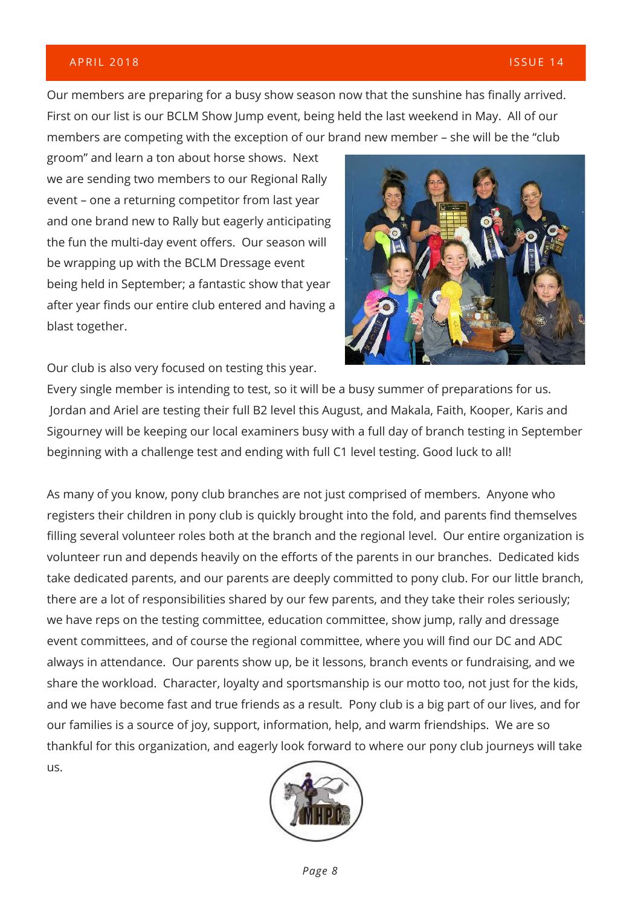Our members are preparing for a busy show season now that the sunshine has finally arrived. First on our list is our BCLM Show Jump event, being held the last weekend in May. All of our members are competing with the exception of our brand new member – she will be the "club groom" and learn a ton about horse shows. Next we are sending two members to our Regional Rally event – one a returning competitor from last year and one brand new to Rally but eagerly anticipating the fun the multi-day event offers. Our season will be wrapping up with the BCLM Dressage event being held in September; a fantastic show that year after year finds our entire club entered and having a blast together.

Our club is also very focused on testing this year. Every single member is intending to test, so it will be a busy summer of preparations for us. Jordan and Ariel are testing their full B2 level this August, and Makala, Faith, Kooper, Karis and Sigourney will be keeping our local examiners busy with a full day of branch testing in September beginning with a challenge test and ending with full C1 level testing. Good luck to all!

As many of you know, pony club branches are not just comprised of members. Anyone who registers their children in pony club is quickly brought into the fold, and parents find themselves filling several volunteer roles both at the branch and the regional level. Our entire organization is volunteer run and depends heavily on the efforts of the parents in our branches. Dedicated kids take dedicated parents, and our parents are deeply committed to pony club. For our little branch, there are a lot of responsibilities shared by our few parents, and they take their roles seriously; we have reps on the testing committee, education committee, show jump, rally and dressage event committees, and of course the regional committee, where you will find our DC and ADC always in attendance. Our parents show up, be it lessons, branch events or fundraising, and we share the workload. Character, loyalty and sportsmanship is our motto too, not just for the kids, and we have become fast and true friends as a result. Pony club is a big part of our lives, and for our families is a source of joy, support, information, help, and warm friendships. We are so thankful for this organization, and eagerly look forward to where our pony club journeys will take us.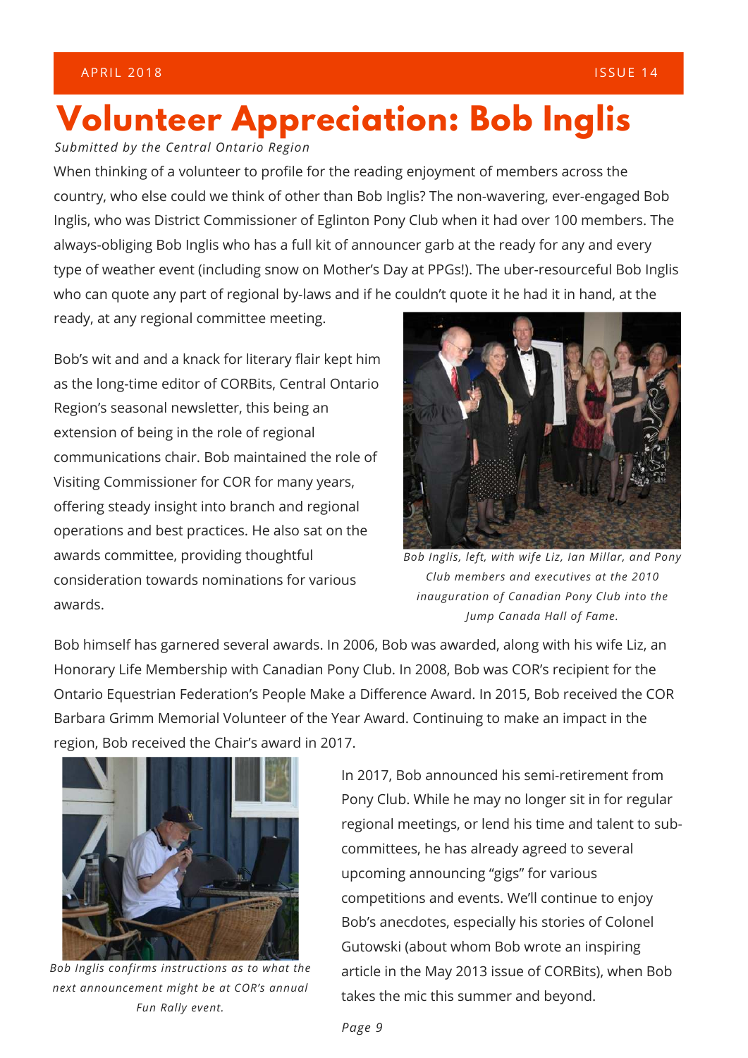# Volunteer Appreciation: Bob Inglis

*Submitted by the Central Ontario Region*

When thinking of a volunteer to profile for the reading enjoyment of members across the country, who else could we think of other than Bob Inglis? The non-wavering, ever-engaged Bob Inglis, who was District Commissioner of Eglinton Pony Club when it had over 100 members. The always-obliging Bob Inglis who has a full kit of announcer garb at the ready for any and every type of weather event (including snow on Mother's Day at PPGs!). The uber-resourceful Bob Inglis who can quote any part of regional by-laws and if he couldn't quote it he had it in hand, at the ready, at any regional committee meeting.

Bob's wit and and a knack for literary flair kept him as the long-time editor of CORBits, Central Ontario Region's seasonal newsletter, this being an extension of being in the role of regional communications chair. Bob maintained the role of Visiting Commissioner for COR for many years, offering steady insight into branch and regional operations and best practices. He also sat on the awards committee, providing thoughtful consideration towards nominations for various awards.

*Bob Inglis, left, with wife Liz, Ian Millar, and Pony Club members and executives at the 2010 inauguration of Canadian Pony Club into the Jump Canada Hall of Fame.*

Bob himself has garnered several awards. In 2006, Bob was awarded, along with his wife Liz, an Honorary Life Membership with Canadian Pony Club. In 2008, Bob was COR's recipient for the Ontario Equestrian Federation's People Make a Difference Award. In 2015, Bob received the COR Barbara Grimm Memorial Volunteer of the Year Award. Continuing to make an impact in the region, Bob received the Chair's award in 2017.

*Bob Inglis confirms instructions as to what the next announcement might be at COR's annual Fun Rally event.*

In 2017, Bob announced his semi-retirement from Pony Club. While he may no longer sit in for regular regional meetings, or lend his time and talent to sub-committees, he has already agreed to several upcoming announcing "gigs" for various competitions and events. We'll continue to enjoy Bob's anecdotes, especially his stories of Colonel Gutowski (about whom Bob wrote an inspiring article in the May 2013 issue of CORBits), when Bob takes the mic this summer and beyond.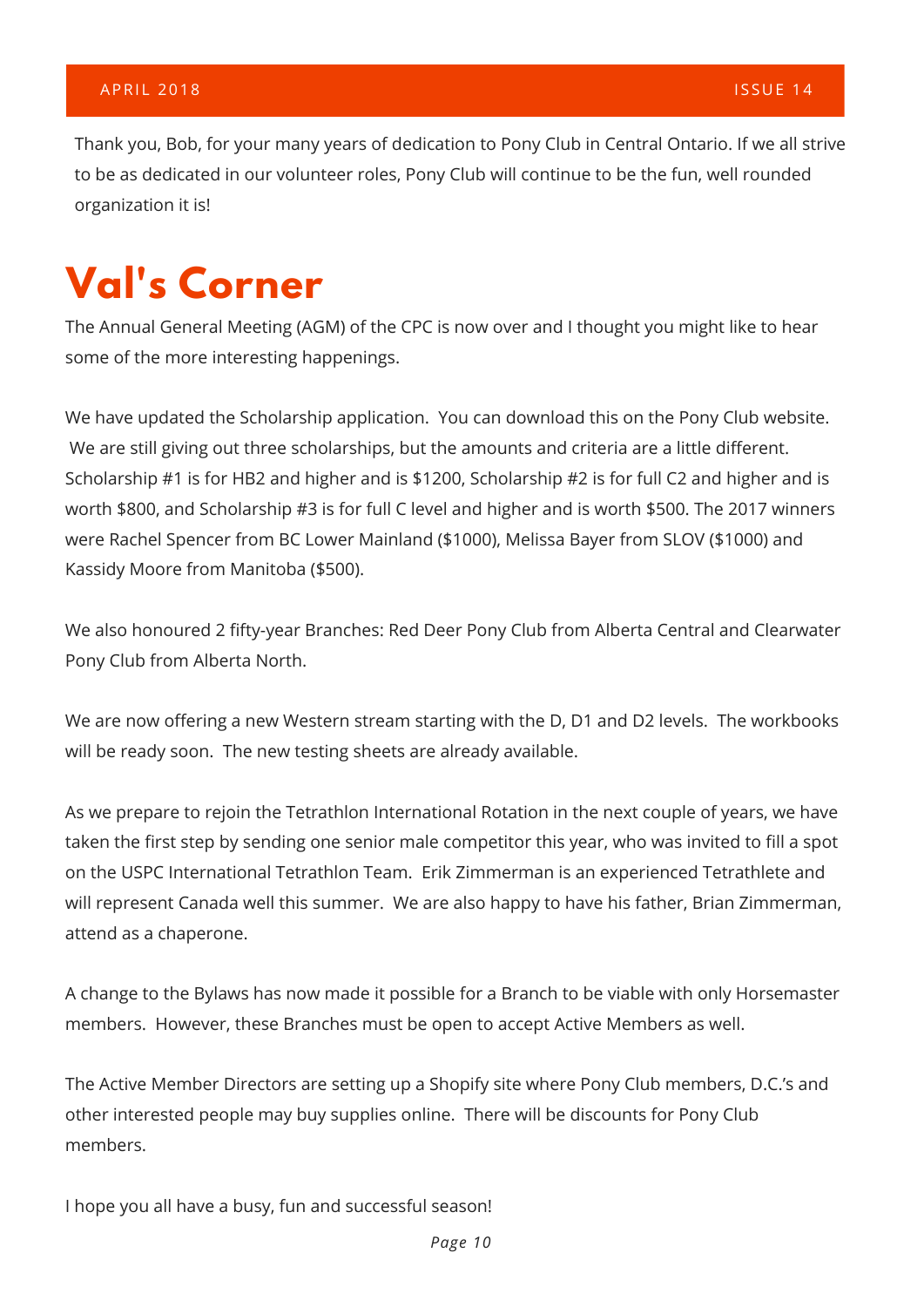Thank you, Bob, for your many years of dedication to Pony Club in Central Ontario. If we all strive to be as dedicated in our volunteer roles, Pony Club will continue to be the fun, well rounded organization it is!

# Val's Corner

The Annual General Meeting (AGM) of the CPC is now over and I thought you might like to hear some of the more interesting happenings.

We have updated the Scholarship application. You can download this on the Pony Club website. We are still giving out three scholarships, but the amounts and criteria are a little different. Scholarship #1 is for HB2 and higher and is $1200, Scholarship #2 is for full C2 and higher and is worth $800, and Scholarship #3 is for full C level and higher and is worth $500. The 2017 winners were Rachel Spencer from BC Lower Mainland ($1000), Melissa Bayer from SLOV ($1000) and Kassidy Moore from Manitoba ($500).

We also honoured 2 fifty-year Branches: Red Deer Pony Club from Alberta Central and Clearwater Pony Club from Alberta North.

We are now offering a new Western stream starting with the D, D1 and D2 levels. The workbooks will be ready soon. The new testing sheets are already available.

As we prepare to rejoin the Tetrathlon International Rotation in the next couple of years, we have taken the first step by sending one senior male competitor this year, who was invited to fill a spot on the USPC International Tetrathlon Team. Erik Zimmerman is an experienced Tetrathlete and will represent Canada well this summer. We are also happy to have his father, Brian Zimmerman, attend as a chaperone.

A change to the Bylaws has now made it possible for a Branch to be viable with only Horsemaster members. However, these Branches must be open to accept Active Members as well.

The Active Member Directors are setting up a Shopify site where Pony Club members, D.C.'s and other interested people may buy supplies online. There will be discounts for Pony Club members.

I hope you all have a busy, fun and successful season!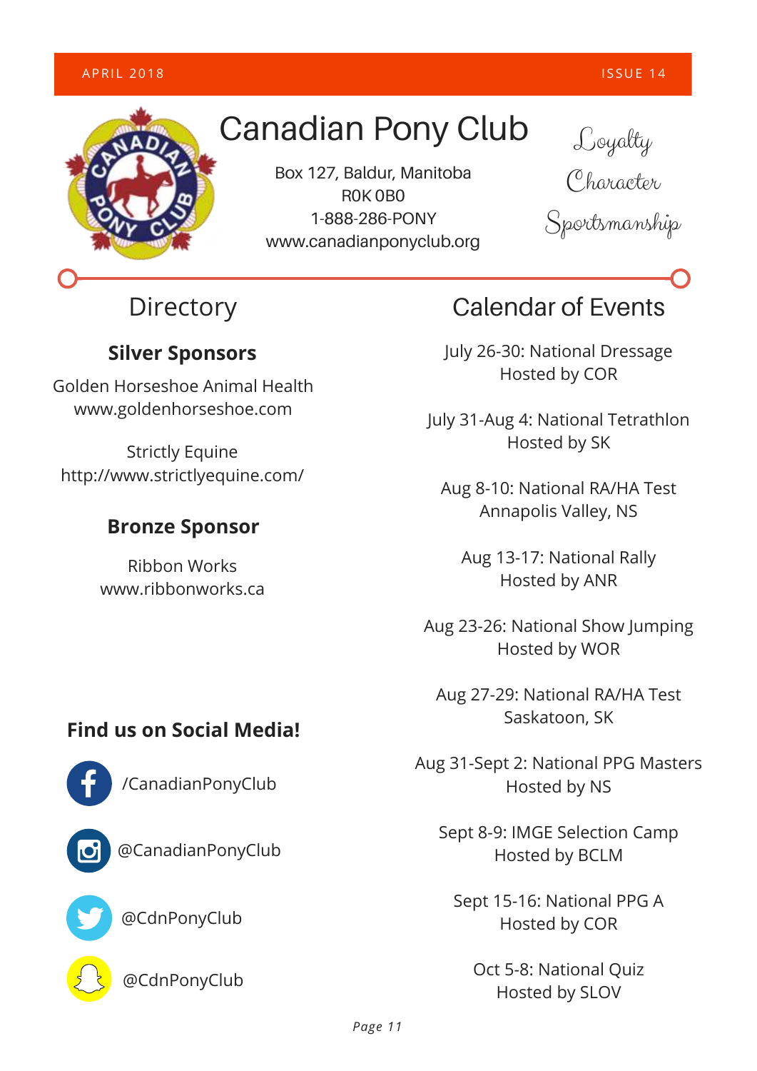# Canadian Pony Club

Box 127, Baldur, Manitoba
R0K 0B0
1-888-286-PONY
www.canadianponyclub.org

Loyalty
Character
Sportsmanship

## Directory

### Silver Sponsors

Golden Horseshoe Animal Health
www.goldenhorseshoe.com

Strictly Equine
http://www.strictlyequine.com/

### Bronze Sponsor

Ribbon Works
www.ribbonworks.ca

### Find us on Social Media!

/CanadianPonyClub

@CanadianPonyClub

@CdnPonyClub

@CdnPonyClub

## Calendar of Events

July 26-30: National Dressage
Hosted by COR

July 31-Aug 4: National Tetrathlon
Hosted by SK

Aug 8-10: National RA/HA Test
Annapolis Valley, NS

Aug 13-17: National Rally
Hosted by ANR

Aug 23-26: National Show Jumping
Hosted by WOR

Aug 27-29: National RA/HA Test
Saskatoon, SK

Aug 31-Sept 2: National PPG Masters
Hosted by NS

Sept 8-9: IMGE Selection Camp
Hosted by BCLM

Sept 15-16: National PPG A
Hosted by COR

Oct 5-8: National Quiz
Hosted by SLOV